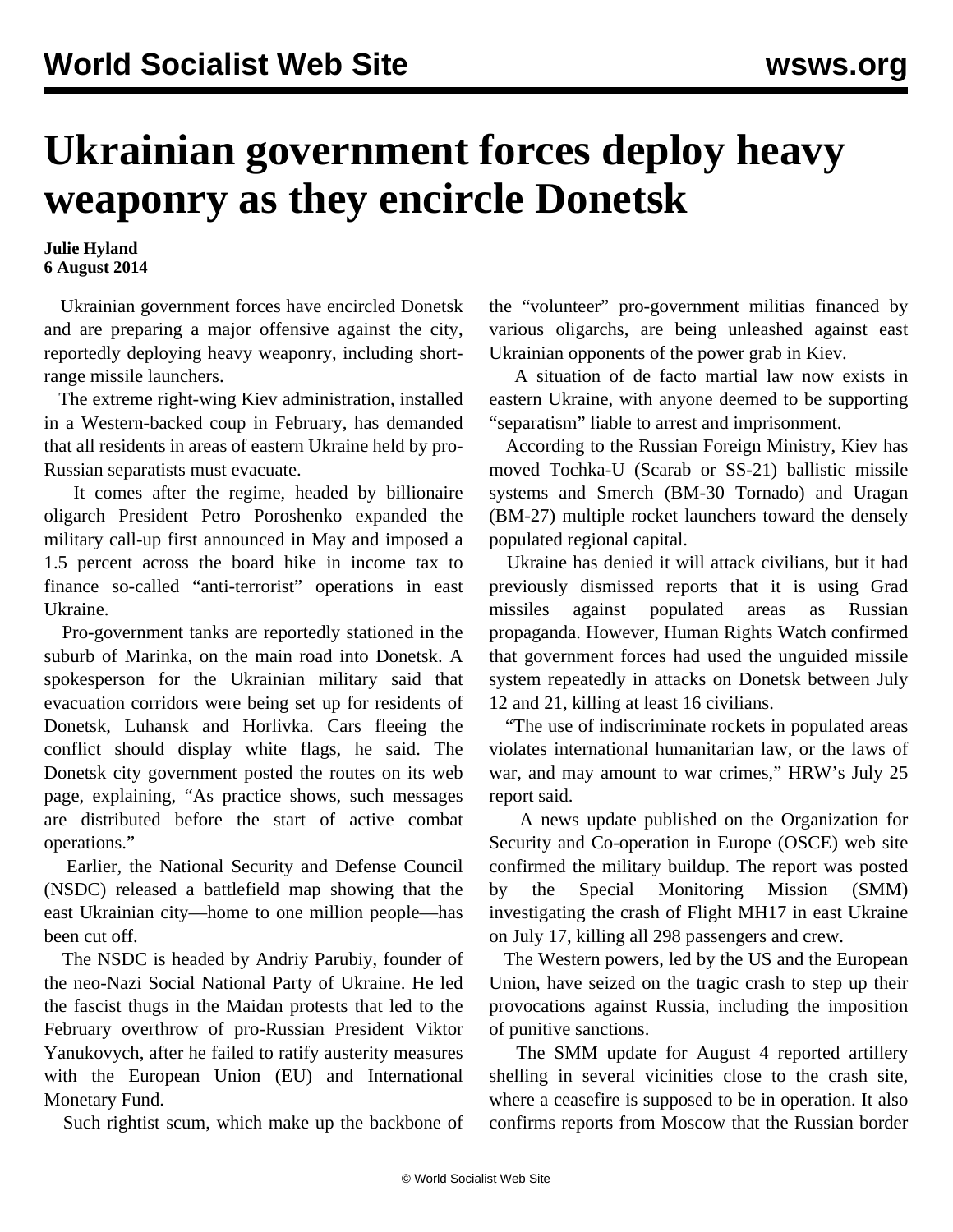# Ukrainian government forces deploy heavy weaponry as they encircle Donetsk

**Julie Hyland**
**6 August 2014**

Ukrainian government forces have encircled Donetsk and are preparing a major offensive against the city, reportedly deploying heavy weaponry, including short-range missile launchers.

The extreme right-wing Kiev administration, installed in a Western-backed coup in February, has demanded that all residents in areas of eastern Ukraine held by pro-Russian separatists must evacuate.

It comes after the regime, headed by billionaire oligarch President Petro Poroshenko expanded the military call-up first announced in May and imposed a 1.5 percent across the board hike in income tax to finance so-called "anti-terrorist" operations in east Ukraine.

Pro-government tanks are reportedly stationed in the suburb of Marinka, on the main road into Donetsk. A spokesperson for the Ukrainian military said that evacuation corridors were being set up for residents of Donetsk, Luhansk and Horlivka. Cars fleeing the conflict should display white flags, he said. The Donetsk city government posted the routes on its web page, explaining, "As practice shows, such messages are distributed before the start of active combat operations."

Earlier, the National Security and Defense Council (NSDC) released a battlefield map showing that the east Ukrainian city—home to one million people—has been cut off.

The NSDC is headed by Andriy Parubiy, founder of the neo-Nazi Social National Party of Ukraine. He led the fascist thugs in the Maidan protests that led to the February overthrow of pro-Russian President Viktor Yanukovych, after he failed to ratify austerity measures with the European Union (EU) and International Monetary Fund.

Such rightist scum, which make up the backbone of the "volunteer" pro-government militias financed by various oligarchs, are being unleashed against east Ukrainian opponents of the power grab in Kiev.

A situation of de facto martial law now exists in eastern Ukraine, with anyone deemed to be supporting "separatism" liable to arrest and imprisonment.

According to the Russian Foreign Ministry, Kiev has moved Tochka-U (Scarab or SS-21) ballistic missile systems and Smerch (BM-30 Tornado) and Uragan (BM-27) multiple rocket launchers toward the densely populated regional capital.

Ukraine has denied it will attack civilians, but it had previously dismissed reports that it is using Grad missiles against populated areas as Russian propaganda. However, Human Rights Watch confirmed that government forces had used the unguided missile system repeatedly in attacks on Donetsk between July 12 and 21, killing at least 16 civilians.

"The use of indiscriminate rockets in populated areas violates international humanitarian law, or the laws of war, and may amount to war crimes," HRW's July 25 report said.

A news update published on the Organization for Security and Co-operation in Europe (OSCE) web site confirmed the military buildup. The report was posted by the Special Monitoring Mission (SMM) investigating the crash of Flight MH17 in east Ukraine on July 17, killing all 298 passengers and crew.

The Western powers, led by the US and the European Union, have seized on the tragic crash to step up their provocations against Russia, including the imposition of punitive sanctions.

The SMM update for August 4 reported artillery shelling in several vicinities close to the crash site, where a ceasefire is supposed to be in operation. It also confirms reports from Moscow that the Russian border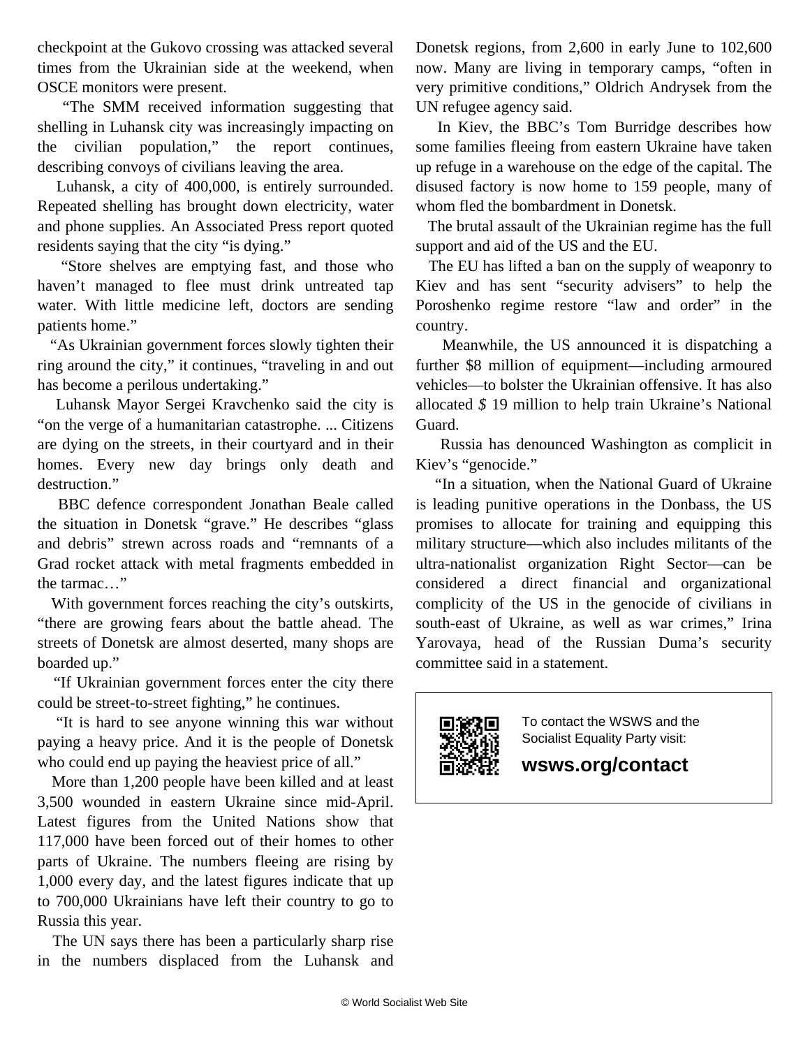checkpoint at the Gukovo crossing was attacked several times from the Ukrainian side at the weekend, when OSCE monitors were present.

"The SMM received information suggesting that shelling in Luhansk city was increasingly impacting on the civilian population," the report continues, describing convoys of civilians leaving the area.

Luhansk, a city of 400,000, is entirely surrounded. Repeated shelling has brought down electricity, water and phone supplies. An Associated Press report quoted residents saying that the city "is dying."

"Store shelves are emptying fast, and those who haven't managed to flee must drink untreated tap water. With little medicine left, doctors are sending patients home."

"As Ukrainian government forces slowly tighten their ring around the city," it continues, "traveling in and out has become a perilous undertaking."

Luhansk Mayor Sergei Kravchenko said the city is "on the verge of a humanitarian catastrophe. ... Citizens are dying on the streets, in their courtyard and in their homes. Every new day brings only death and destruction."

BBC defence correspondent Jonathan Beale called the situation in Donetsk "grave." He describes "glass and debris" strewn across roads and "remnants of a Grad rocket attack with metal fragments embedded in the tarmac…"

With government forces reaching the city's outskirts, "there are growing fears about the battle ahead. The streets of Donetsk are almost deserted, many shops are boarded up."

"If Ukrainian government forces enter the city there could be street-to-street fighting," he continues.

"It is hard to see anyone winning this war without paying a heavy price. And it is the people of Donetsk who could end up paying the heaviest price of all."

More than 1,200 people have been killed and at least 3,500 wounded in eastern Ukraine since mid-April. Latest figures from the United Nations show that 117,000 have been forced out of their homes to other parts of Ukraine. The numbers fleeing are rising by 1,000 every day, and the latest figures indicate that up to 700,000 Ukrainians have left their country to go to Russia this year.

The UN says there has been a particularly sharp rise in the numbers displaced from the Luhansk and Donetsk regions, from 2,600 in early June to 102,600 now. Many are living in temporary camps, "often in very primitive conditions," Oldrich Andrysek from the UN refugee agency said.

In Kiev, the BBC's Tom Burridge describes how some families fleeing from eastern Ukraine have taken up refuge in a warehouse on the edge of the capital. The disused factory is now home to 159 people, many of whom fled the bombardment in Donetsk.

The brutal assault of the Ukrainian regime has the full support and aid of the US and the EU.

The EU has lifted a ban on the supply of weaponry to Kiev and has sent "security advisers" to help the Poroshenko regime restore "law and order" in the country.

Meanwhile, the US announced it is dispatching a further $8 million of equipment—including armoured vehicles—to bolster the Ukrainian offensive. It has also allocated $ 19 million to help train Ukraine's National Guard.

Russia has denounced Washington as complicit in Kiev's "genocide."

"In a situation, when the National Guard of Ukraine is leading punitive operations in the Donbass, the US promises to allocate for training and equipping this military structure—which also includes militants of the ultra-nationalist organization Right Sector—can be considered a direct financial and organizational complicity of the US in the genocide of civilians in south-east of Ukraine, as well as war crimes," Irina Yarovaya, head of the Russian Duma's security committee said in a statement.

To contact the WSWS and the Socialist Equality Party visit:

**wsws.org/contact**